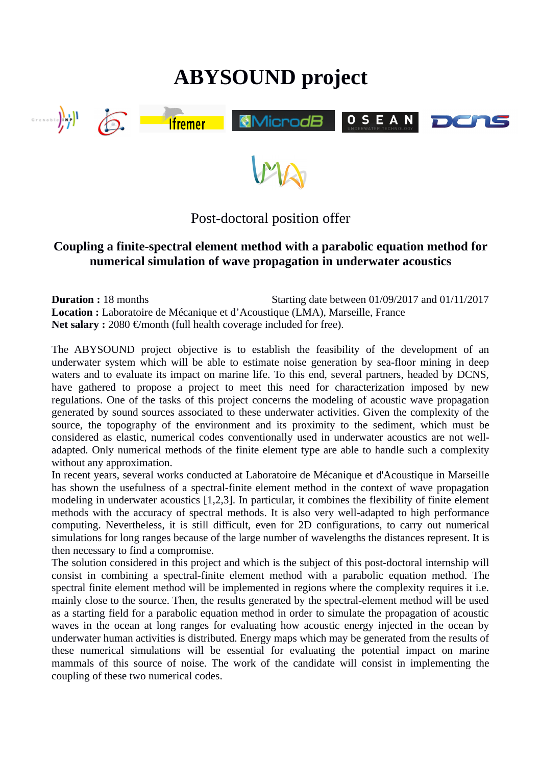# ABYSOUND project

Post-doctoral position offer

## Coupling a finite-spectral element method with a parabolic equation method for numerical simulation of wave propagation in underwater acoustics

**Duration :** 18 months Starting date between 01/09/2017 and 01/11/2017
**Location :** Laboratoire de Mécanique et d'Acoustique (LMA), Marseille, France
**Net salary :** 2080 €/month (full health coverage included for free).

The ABYSOUND project objective is to establish the feasibility of the development of an underwater system which will be able to estimate noise generation by sea-floor mining in deep waters and to evaluate its impact on marine life. To this end, several partners, headed by DCNS, have gathered to propose a project to meet this need for characterization imposed by new regulations. One of the tasks of this project concerns the modeling of acoustic wave propagation generated by sound sources associated to these underwater activities. Given the complexity of the source, the topography of the environment and its proximity to the sediment, which must be considered as elastic, numerical codes conventionally used in underwater acoustics are not well-adapted. Only numerical methods of the finite element type are able to handle such a complexity without any approximation.

In recent years, several works conducted at Laboratoire de Mécanique et d'Acoustique in Marseille has shown the usefulness of a spectral-finite element method in the context of wave propagation modeling in underwater acoustics [1,2,3]. In particular, it combines the flexibility of finite element methods with the accuracy of spectral methods. It is also very well-adapted to high performance computing. Nevertheless, it is still difficult, even for 2D configurations, to carry out numerical simulations for long ranges because of the large number of wavelengths the distances represent. It is then necessary to find a compromise.

The solution considered in this project and which is the subject of this post-doctoral internship will consist in combining a spectral-finite element method with a parabolic equation method. The spectral finite element method will be implemented in regions where the complexity requires it i.e. mainly close to the source. Then, the results generated by the spectral-element method will be used as a starting field for a parabolic equation method in order to simulate the propagation of acoustic waves in the ocean at long ranges for evaluating how acoustic energy injected in the ocean by underwater human activities is distributed. Energy maps which may be generated from the results of these numerical simulations will be essential for evaluating the potential impact on marine mammals of this source of noise. The work of the candidate will consist in implementing the coupling of these two numerical codes.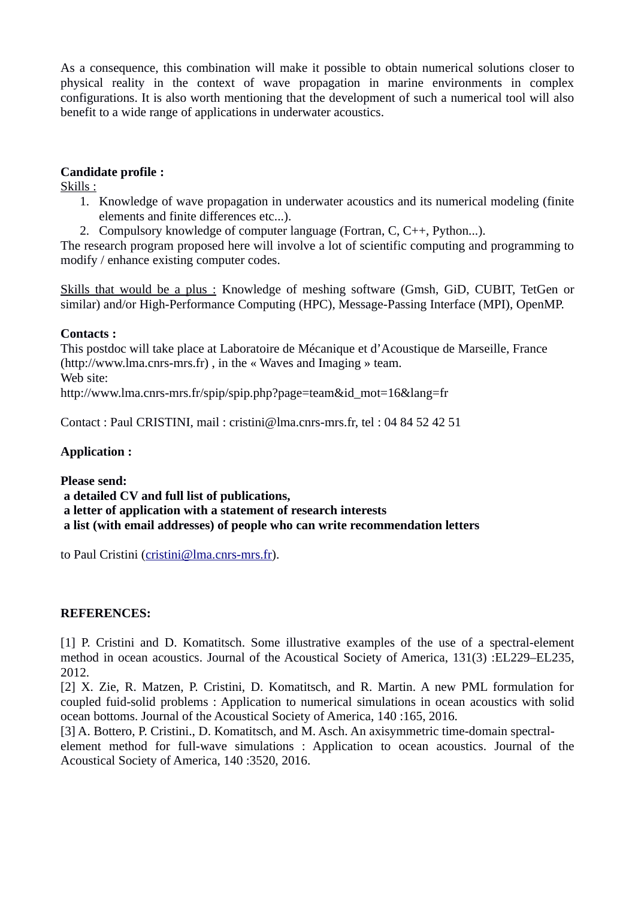As a consequence, this combination will make it possible to obtain numerical solutions closer to physical reality in the context of wave propagation in marine environments in complex configurations. It is also worth mentioning that the development of such a numerical tool will also benefit to a wide range of applications in underwater acoustics.

**Candidate profile :**

Skills :

1. Knowledge of wave propagation in underwater acoustics and its numerical modeling (finite elements and finite differences etc...).
2. Compulsory knowledge of computer language (Fortran, C, C++, Python...).

The research program proposed here will involve a lot of scientific computing and programming to modify / enhance existing computer codes.

Skills that would be a plus : Knowledge of meshing software (Gmsh, GiD, CUBIT, TetGen or similar) and/or High-Performance Computing (HPC), Message-Passing Interface (MPI), OpenMP.

**Contacts :**

This postdoc will take place at Laboratoire de Mécanique et d'Acoustique de Marseille, France (http://www.lma.cnrs-mrs.fr) , in the « Waves and Imaging » team.
Web site:
http://www.lma.cnrs-mrs.fr/spip/spip.php?page=team&id_mot=16&lang=fr

Contact : Paul CRISTINI, mail : cristini@lma.cnrs-mrs.fr, tel : 04 84 52 42 51

**Application :**

**Please send:**
**a detailed CV and full list of publications,**
**a letter of application with a statement of research interests**
**a list (with email addresses) of people who can write recommendation letters**

to Paul Cristini (cristini@lma.cnrs-mrs.fr).

**REFERENCES:**

[1] P. Cristini and D. Komatitsch. Some illustrative examples of the use of a spectral-element method in ocean acoustics. Journal of the Acoustical Society of America, 131(3) :EL229–EL235, 2012.
[2] X. Zie, R. Matzen, P. Cristini, D. Komatitsch, and R. Martin. A new PML formulation for coupled fuid-solid problems : Application to numerical simulations in ocean acoustics with solid ocean bottoms. Journal of the Acoustical Society of America, 140 :165, 2016.
[3] A. Bottero, P. Cristini., D. Komatitsch, and M. Asch. An axisymmetric time-domain spectral-element method for full-wave simulations : Application to ocean acoustics. Journal of the Acoustical Society of America, 140 :3520, 2016.